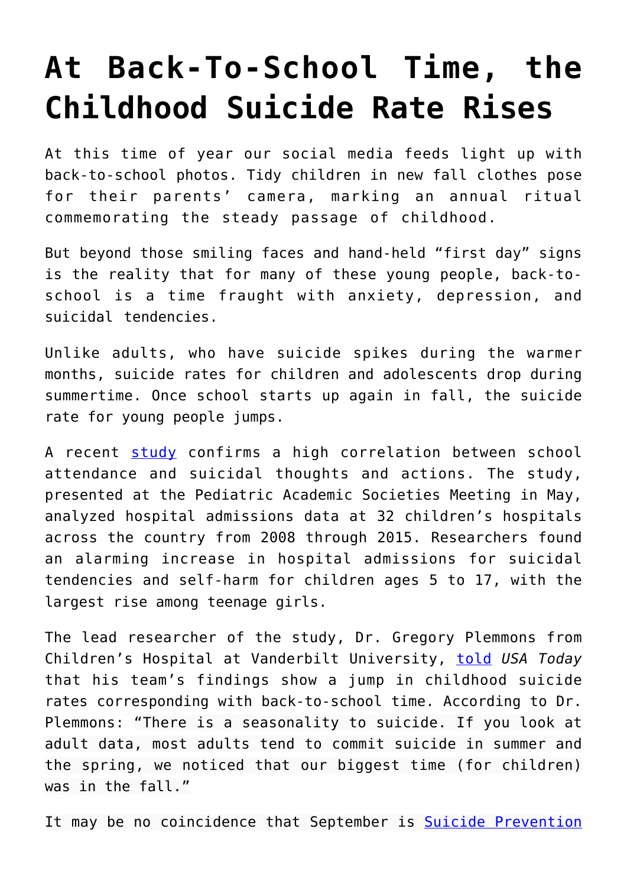# At Back-To-School Time, the Childhood Suicide Rate Rises

At this time of year our social media feeds light up with back-to-school photos. Tidy children in new fall clothes pose for their parents' camera, marking an annual ritual commemorating the steady passage of childhood.

But beyond those smiling faces and hand-held "first day" signs is the reality that for many of these young people, back-to-school is a time fraught with anxiety, depression, and suicidal tendencies.

Unlike adults, who have suicide spikes during the warmer months, suicide rates for children and adolescents drop during summertime. Once school starts up again in fall, the suicide rate for young people jumps.

A recent study confirms a high correlation between school attendance and suicidal thoughts and actions. The study, presented at the Pediatric Academic Societies Meeting in May, analyzed hospital admissions data at 32 children's hospitals across the country from 2008 through 2015. Researchers found an alarming increase in hospital admissions for suicidal tendencies and self-harm for children ages 5 to 17, with the largest rise among teenage girls.

The lead researcher of the study, Dr. Gregory Plemmons from Children's Hospital at Vanderbilt University, told *USA Today* that his team's findings show a jump in childhood suicide rates corresponding with back-to-school time. According to Dr. Plemmons: "There is a seasonality to suicide. If you look at adult data, most adults tend to commit suicide in summer and the spring, we noticed that our biggest time (for children) was in the fall."

It may be no coincidence that September is Suicide Prevention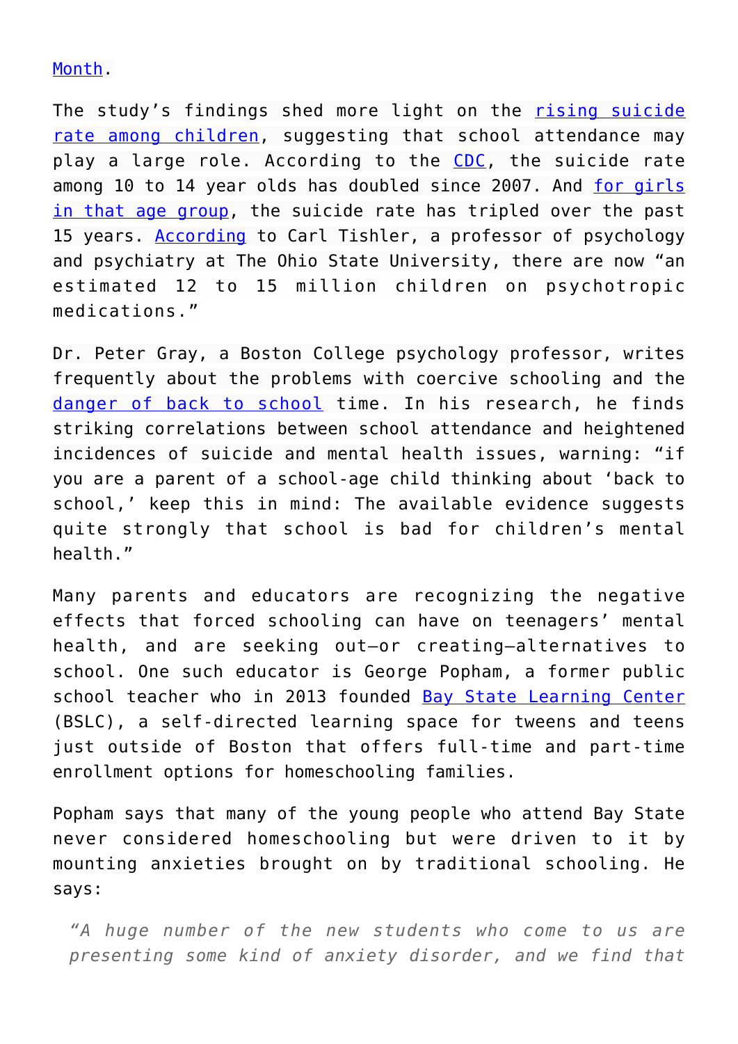Month.

The study's findings shed more light on the rising suicide rate among children, suggesting that school attendance may play a large role. According to the CDC, the suicide rate among 10 to 14 year olds has doubled since 2007. And for girls in that age group, the suicide rate has tripled over the past 15 years. According to Carl Tishler, a professor of psychology and psychiatry at The Ohio State University, there are now "an estimated 12 to 15 million children on psychotropic medications."

Dr. Peter Gray, a Boston College psychology professor, writes frequently about the problems with coercive schooling and the danger of back to school time. In his research, he finds striking correlations between school attendance and heightened incidences of suicide and mental health issues, warning: "if you are a parent of a school-age child thinking about 'back to school,' keep this in mind: The available evidence suggests quite strongly that school is bad for children's mental health."

Many parents and educators are recognizing the negative effects that forced schooling can have on teenagers' mental health, and are seeking out—or creating—alternatives to school. One such educator is George Popham, a former public school teacher who in 2013 founded Bay State Learning Center (BSLC), a self-directed learning space for tweens and teens just outside of Boston that offers full-time and part-time enrollment options for homeschooling families.

Popham says that many of the young people who attend Bay State never considered homeschooling but were driven to it by mounting anxieties brought on by traditional schooling. He says:

> *"A huge number of the new students who come to us are presenting some kind of anxiety disorder, and we find that*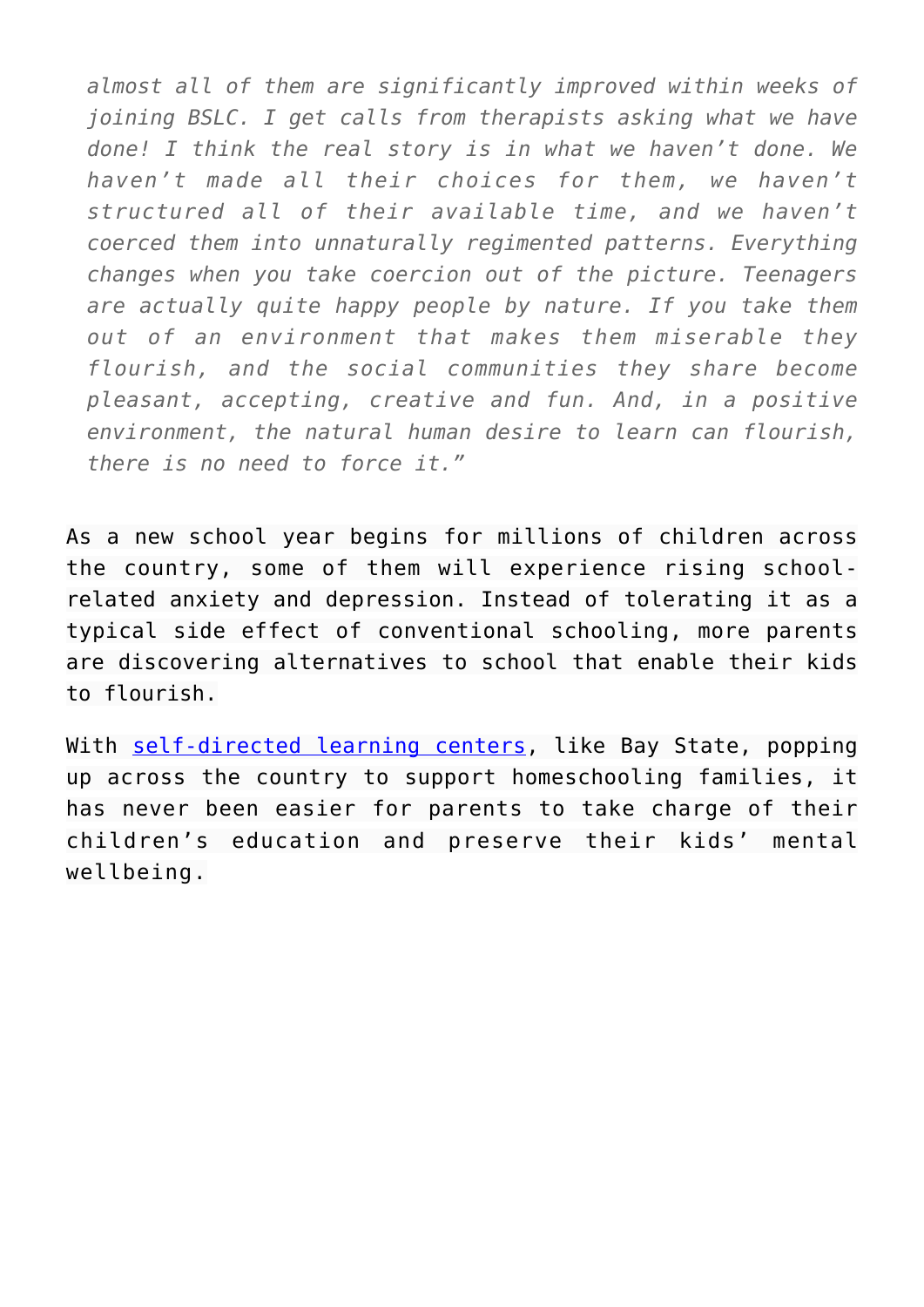> *almost all of them are significantly improved within weeks of joining BSLC. I get calls from therapists asking what we have done! I think the real story is in what we haven't done. We haven't made all their choices for them, we haven't structured all of their available time, and we haven't coerced them into unnaturally regimented patterns. Everything changes when you take coercion out of the picture. Teenagers are actually quite happy people by nature. If you take them out of an environment that makes them miserable they flourish, and the social communities they share become pleasant, accepting, creative and fun. And, in a positive environment, the natural human desire to learn can flourish, there is no need to force it."*

As a new school year begins for millions of children across the country, some of them will experience rising school-related anxiety and depression. Instead of tolerating it as a typical side effect of conventional schooling, more parents are discovering alternatives to school that enable their kids to flourish.

With self-directed learning centers, like Bay State, popping up across the country to support homeschooling families, it has never been easier for parents to take charge of their children's education and preserve their kids' mental wellbeing.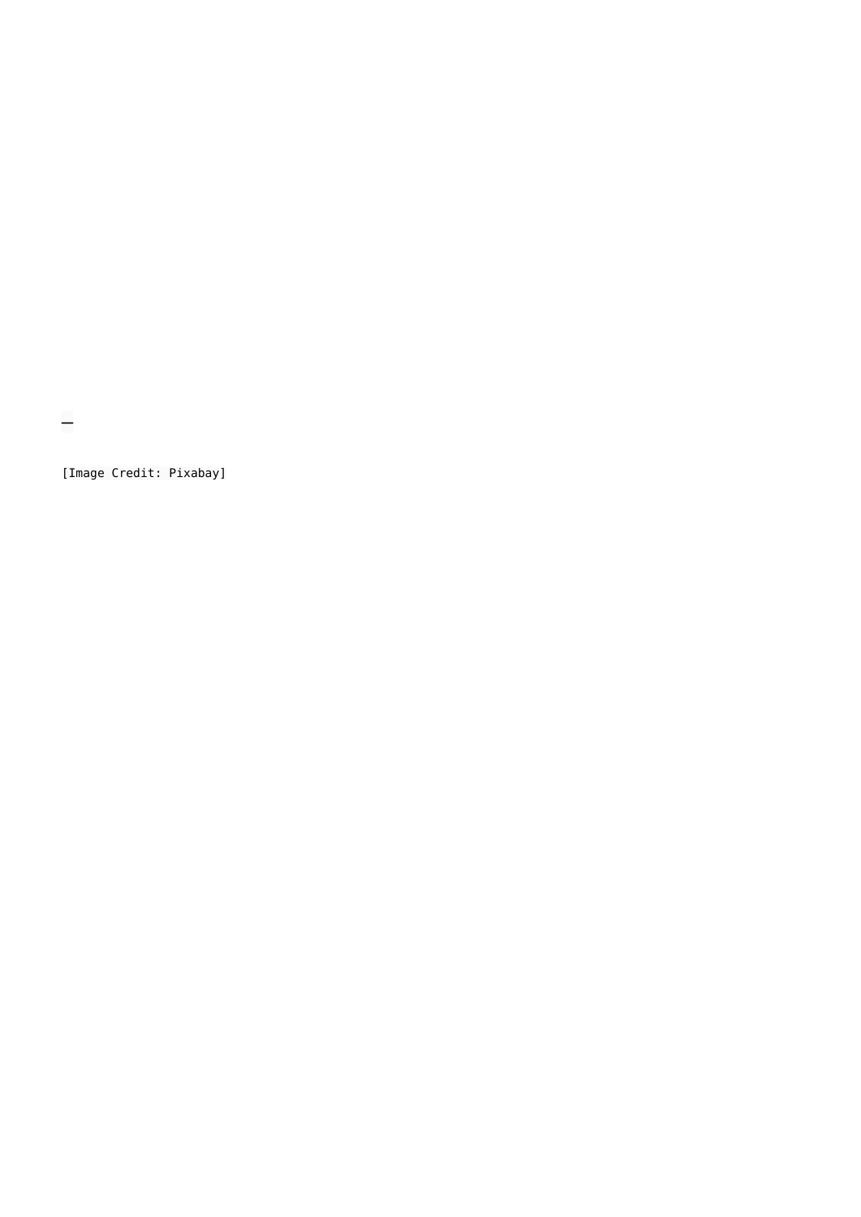[Image Credit: Pixabay]